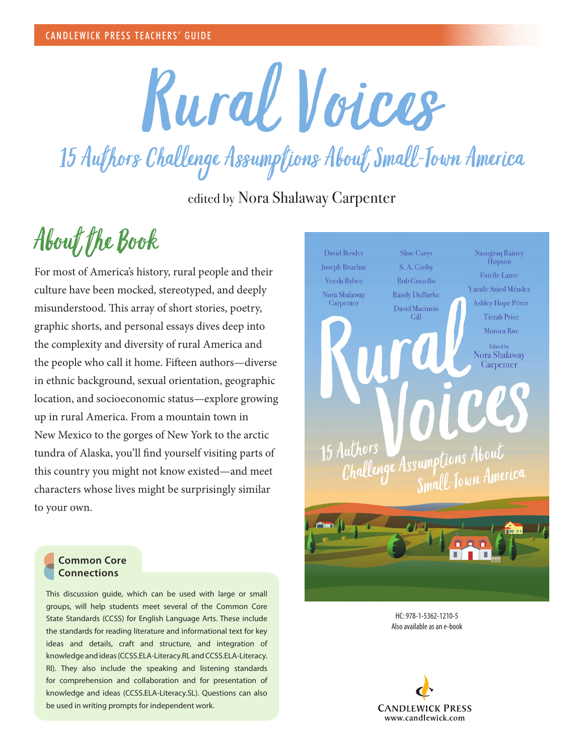CANDLEWICK PRESS TEACHERS' GUIDE

# Rural Voices

## 15 Authors Challenge Assumptions About Small-Town America

edited by Nora Shalaway Carpenter

## About the Book

For most of America's history, rural people and their culture have been mocked, stereotyped, and deeply misunderstood. This array of short stories, poetry, graphic shorts, and personal essays dives deep into the complexity and diversity of rural America and the people who call it home. Fifteen authors—diverse in ethnic background, sexual orientation, geographic location, and socioeconomic status—explore growing up in rural America. From a mountain town in New Mexico to the gorges of New York to the arctic tundra of Alaska, you'll find yourself visiting parts of this country you might not know existed—and meet characters whose lives might be surprisingly similar to your own.

### Common Core Connections

This discussion guide, which can be used with large or small groups, will help students meet several of the Common Core State Standards (CCSS) for English Language Arts. These include the standards for reading literature and informational text for key ideas and details, craft and structure, and integration of knowledge and ideas (CCSS.ELA-Literacy.RL and CCSS.ELA-Literacy.RI). They also include the speaking and listening standards for comprehension and collaboration and for presentation of knowledge and ideas (CCSS.ELA-Literacy.SL). Questions can also be used in writing prompts for independent work.

David Bowles, Joseph Bruchac, Veeda Bybee, Nora Shalaway Carpenter, Shae Carys, S. A. Cosby, Rob Costello, Randy DuBurke, David Macinnis Gill, Nasuġraq Rainey Hopson, Estelle Laure, Yamile Saied Méndez, Ashley Hope Pérez, Tirzah Price, Monica Roe

Edited by Nora Shalaway Carpenter

HC: 978-1-5362-1210-5
Also available as an e-book

CANDLEWICK PRESS
www.candlewick.com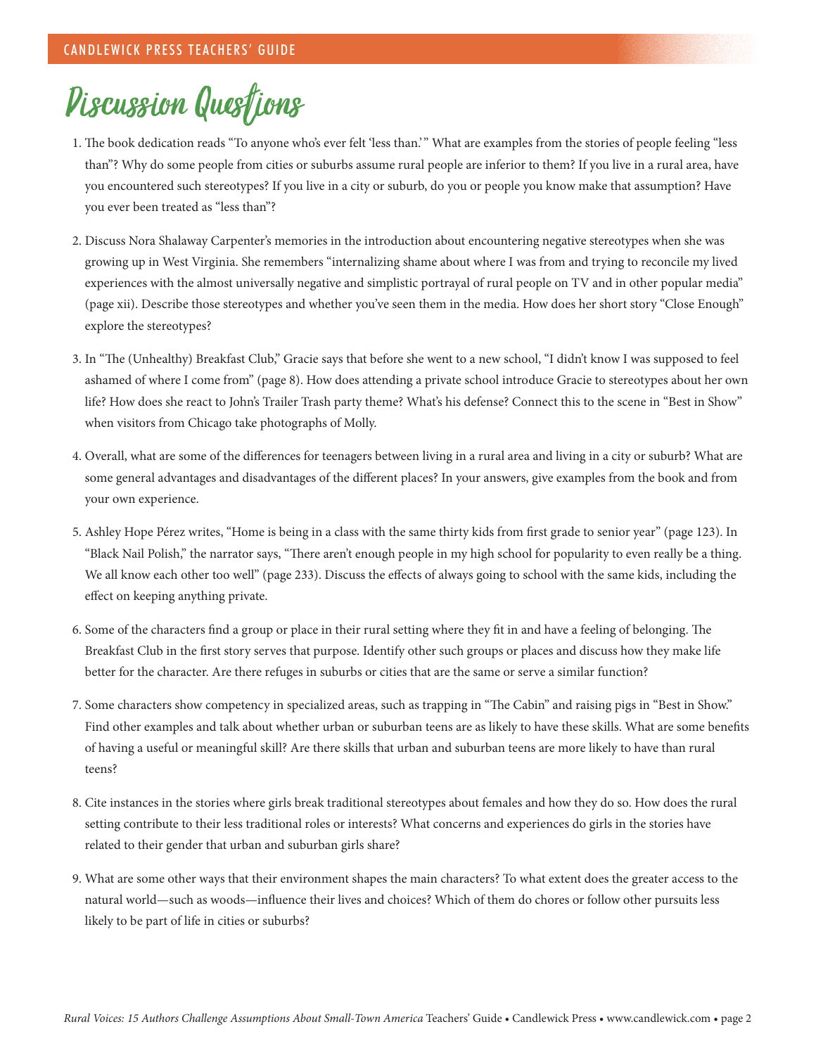# Discussion Questions

1. The book dedication reads "To anyone who's ever felt 'less than.'" What are examples from the stories of people feeling "less than"? Why do some people from cities or suburbs assume rural people are inferior to them? If you live in a rural area, have you encountered such stereotypes? If you live in a city or suburb, do you or people you know make that assumption? Have you ever been treated as "less than"?

2. Discuss Nora Shalaway Carpenter's memories in the introduction about encountering negative stereotypes when she was growing up in West Virginia. She remembers "internalizing shame about where I was from and trying to reconcile my lived experiences with the almost universally negative and simplistic portrayal of rural people on TV and in other popular media" (page xii). Describe those stereotypes and whether you've seen them in the media. How does her short story "Close Enough" explore the stereotypes?

3. In "The (Unhealthy) Breakfast Club," Gracie says that before she went to a new school, "I didn't know I was supposed to feel ashamed of where I come from" (page 8). How does attending a private school introduce Gracie to stereotypes about her own life? How does she react to John's Trailer Trash party theme? What's his defense? Connect this to the scene in "Best in Show" when visitors from Chicago take photographs of Molly.

4. Overall, what are some of the differences for teenagers between living in a rural area and living in a city or suburb? What are some general advantages and disadvantages of the different places? In your answers, give examples from the book and from your own experience.

5. Ashley Hope Pérez writes, "Home is being in a class with the same thirty kids from first grade to senior year" (page 123). In "Black Nail Polish," the narrator says, "There aren't enough people in my high school for popularity to even really be a thing. We all know each other too well" (page 233). Discuss the effects of always going to school with the same kids, including the effect on keeping anything private.

6. Some of the characters find a group or place in their rural setting where they fit in and have a feeling of belonging. The Breakfast Club in the first story serves that purpose. Identify other such groups or places and discuss how they make life better for the character. Are there refuges in suburbs or cities that are the same or serve a similar function?

7. Some characters show competency in specialized areas, such as trapping in "The Cabin" and raising pigs in "Best in Show." Find other examples and talk about whether urban or suburban teens are as likely to have these skills. What are some benefits of having a useful or meaningful skill? Are there skills that urban and suburban teens are more likely to have than rural teens?

8. Cite instances in the stories where girls break traditional stereotypes about females and how they do so. How does the rural setting contribute to their less traditional roles or interests? What concerns and experiences do girls in the stories have related to their gender that urban and suburban girls share?

9. What are some other ways that their environment shapes the main characters? To what extent does the greater access to the natural world—such as woods—influence their lives and choices? Which of them do chores or follow other pursuits less likely to be part of life in cities or suburbs?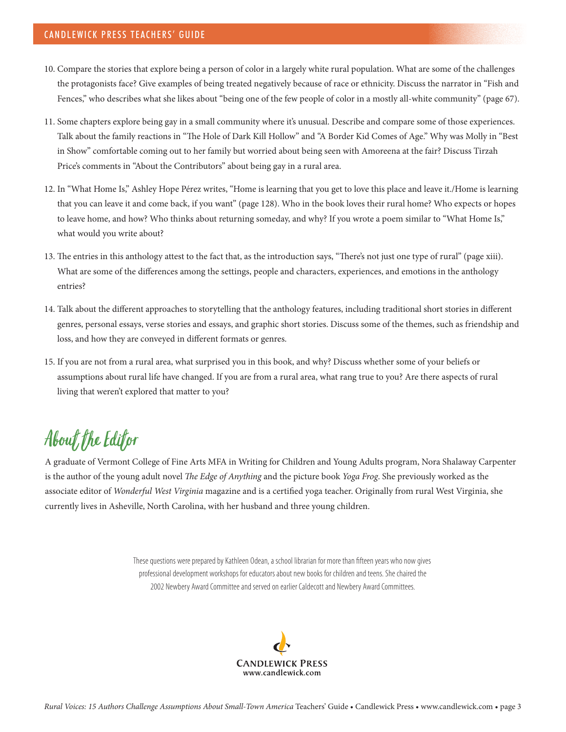10. Compare the stories that explore being a person of color in a largely white rural population. What are some of the challenges the protagonists face? Give examples of being treated negatively because of race or ethnicity. Discuss the narrator in "Fish and Fences," who describes what she likes about "being one of the few people of color in a mostly all-white community" (page 67).

11. Some chapters explore being gay in a small community where it's unusual. Describe and compare some of those experiences. Talk about the family reactions in "The Hole of Dark Kill Hollow" and "A Border Kid Comes of Age." Why was Molly in "Best in Show" comfortable coming out to her family but worried about being seen with Amoreena at the fair? Discuss Tirzah Price's comments in "About the Contributors" about being gay in a rural area.

12. In "What Home Is," Ashley Hope Pérez writes, "Home is learning that you get to love this place and leave it./Home is learning that you can leave it and come back, if you want" (page 128). Who in the book loves their rural home? Who expects or hopes to leave home, and how? Who thinks about returning someday, and why? If you wrote a poem similar to "What Home Is," what would you write about?

13. The entries in this anthology attest to the fact that, as the introduction says, "There's not just one type of rural" (page xiii). What are some of the differences among the settings, people and characters, experiences, and emotions in the anthology entries?

14. Talk about the different approaches to storytelling that the anthology features, including traditional short stories in different genres, personal essays, verse stories and essays, and graphic short stories. Discuss some of the themes, such as friendship and loss, and how they are conveyed in different formats or genres.

15. If you are not from a rural area, what surprised you in this book, and why? Discuss whether some of your beliefs or assumptions about rural life have changed. If you are from a rural area, what rang true to you? Are there aspects of rural living that weren't explored that matter to you?

## About the Editor

A graduate of Vermont College of Fine Arts MFA in Writing for Children and Young Adults program, Nora Shalaway Carpenter is the author of the young adult novel *The Edge of Anything* and the picture book *Yoga Frog*. She previously worked as the associate editor of *Wonderful West Virginia* magazine and is a certified yoga teacher. Originally from rural West Virginia, she currently lives in Asheville, North Carolina, with her husband and three young children.

These questions were prepared by Kathleen Odean, a school librarian for more than fifteen years who now gives professional development workshops for educators about new books for children and teens. She chaired the 2002 Newbery Award Committee and served on earlier Caldecott and Newbery Award Committees.

**Candlewick Press**
www.candlewick.com